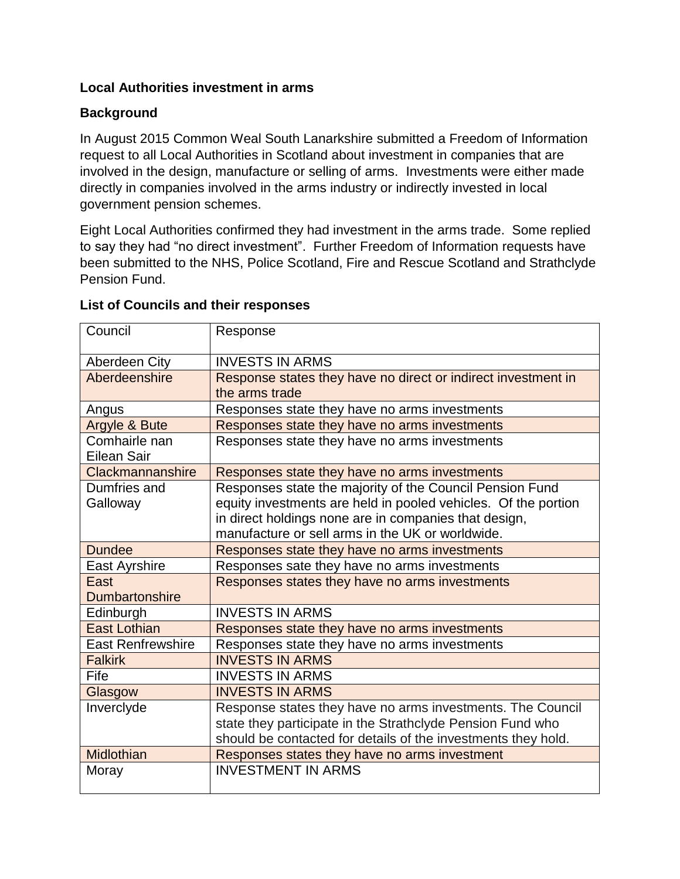**Local Authorities investment in arms**

**Background**

In August 2015 Common Weal South Lanarkshire submitted a Freedom of Information request to all Local Authorities in Scotland about investment in companies that are involved in the design, manufacture or selling of arms. Investments were either made directly in companies involved in the arms industry or indirectly invested in local government pension schemes.

Eight Local Authorities confirmed they had investment in the arms trade. Some replied to say they had "no direct investment". Further Freedom of Information requests have been submitted to the NHS, Police Scotland, Fire and Rescue Scotland and Strathclyde Pension Fund.

**List of Councils and their responses**

| Council | Response |
|---|---|
| Aberdeen City | INVESTS IN ARMS |
| Aberdeenshire | Response states they have no direct or indirect investment in the arms trade |
| Angus | Responses state they have no arms investments |
| Argyle & Bute | Responses state they have no arms investments |
| Comhairle nan Eilean Sair | Responses state they have no arms investments |
| Clackmannanshire | Responses state they have no arms investments |
| Dumfries and Galloway | Responses state the majority of the Council Pension Fund equity investments are held in pooled vehicles. Of the portion in direct holdings none are in companies that design, manufacture or sell arms in the UK or worldwide. |
| Dundee | Responses state they have no arms investments |
| East Ayrshire | Responses sate they have no arms investments |
| East Dumbartonshire | Responses states they have no arms investments |
| Edinburgh | INVESTS IN ARMS |
| East Lothian | Responses state they have no arms investments |
| East Renfrewshire | Responses state they have no arms investments |
| Falkirk | INVESTS IN ARMS |
| Fife | INVESTS IN ARMS |
| Glasgow | INVESTS IN ARMS |
| Inverclyde | Response states they have no arms investments. The Council state they participate in the Strathclyde Pension Fund who should be contacted for details of the investments they hold. |
| Midlothian | Responses states they have no arms investment |
| Moray | INVESTMENT IN ARMS |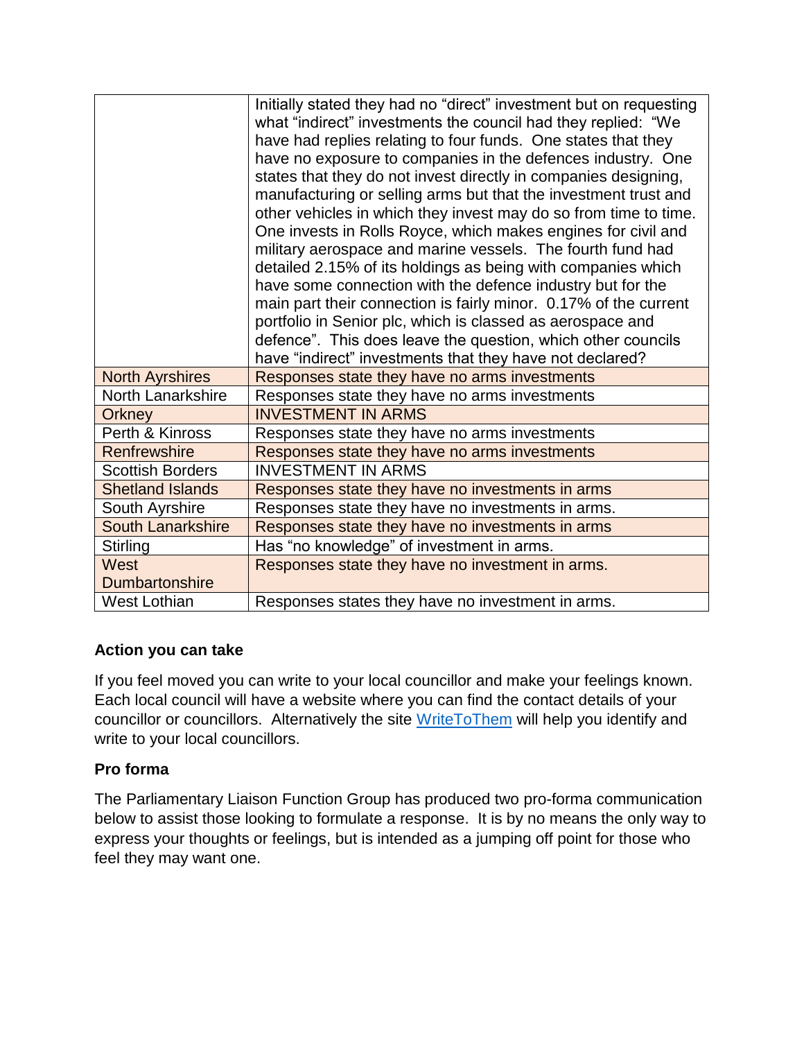| | |
|---|---|
| | Initially stated they had no "direct" investment but on requesting what "indirect" investments the council had they replied: "We have had replies relating to four funds. One states that they have no exposure to companies in the defences industry. One states that they do not invest directly in companies designing, manufacturing or selling arms but that the investment trust and other vehicles in which they invest may do so from time to time. One invests in Rolls Royce, which makes engines for civil and military aerospace and marine vessels. The fourth fund had detailed 2.15% of its holdings as being with companies which have some connection with the defence industry but for the main part their connection is fairly minor. 0.17% of the current portfolio in Senior plc, which is classed as aerospace and defence". This does leave the question, which other councils have "indirect" investments that they have not declared? |
| North Ayrshires | Responses state they have no arms investments |
| North Lanarkshire | Responses state they have no arms investments |
| Orkney | INVESTMENT IN ARMS |
| Perth & Kinross | Responses state they have no arms investments |
| Renfrewshire | Responses state they have no arms investments |
| Scottish Borders | INVESTMENT IN ARMS |
| Shetland Islands | Responses state they have no investments in arms |
| South Ayrshire | Responses state they have no investments in arms. |
| South Lanarkshire | Responses state they have no investments in arms |
| Stirling | Has "no knowledge" of investment in arms. |
| West Dumbartonshire | Responses state they have no investment in arms. |
| West Lothian | Responses states they have no investment in arms. |

**Action you can take**

If you feel moved you can write to your local councillor and make your feelings known. Each local council will have a website where you can find the contact details of your councillor or councillors. Alternatively the site WriteToThem will help you identify and write to your local councillors.

**Pro forma**

The Parliamentary Liaison Function Group has produced two pro-forma communication below to assist those looking to formulate a response. It is by no means the only way to express your thoughts or feelings, but is intended as a jumping off point for those who feel they may want one.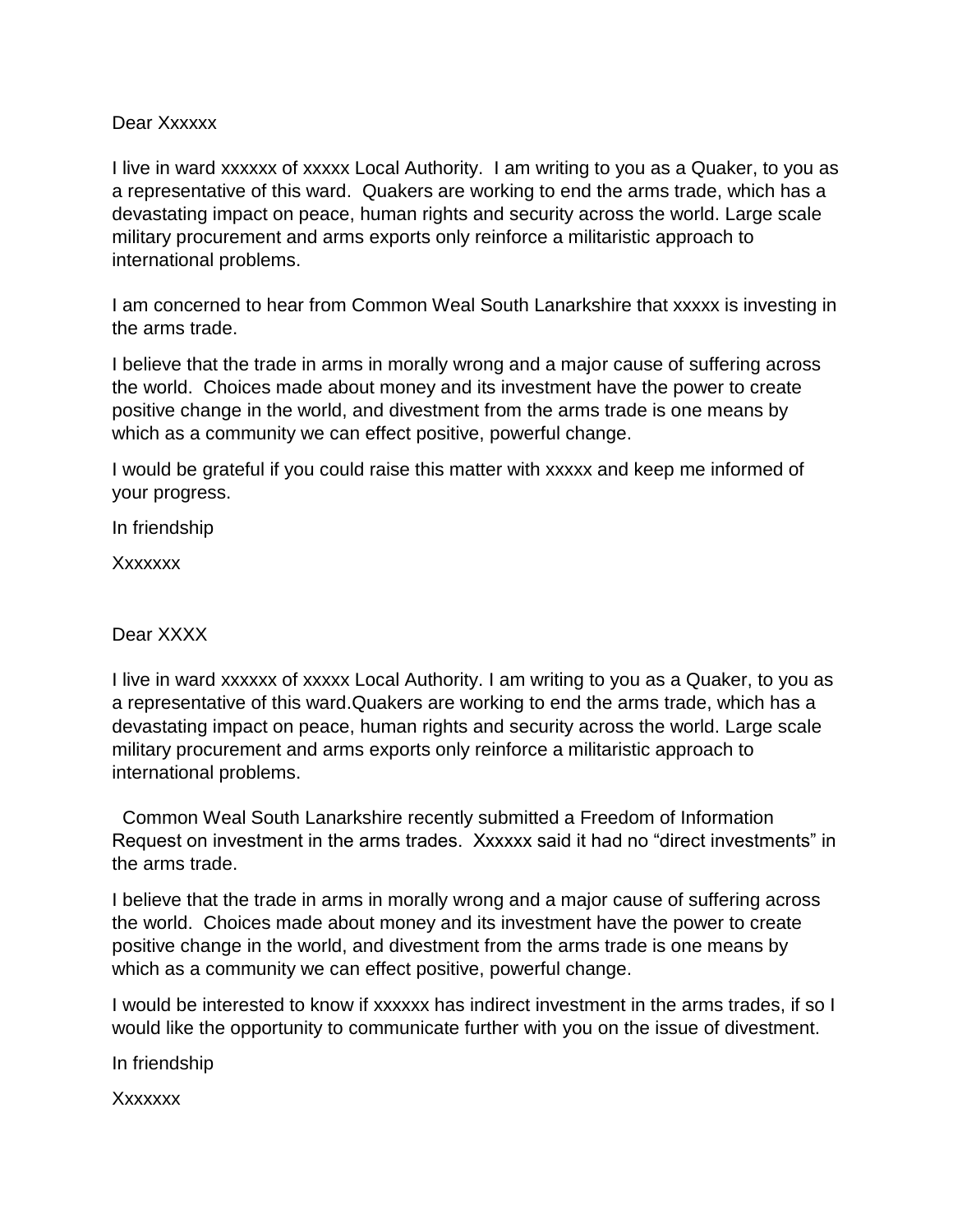Dear Xxxxxx

I live in ward xxxxxx of xxxxx Local Authority. I am writing to you as a Quaker, to you as a representative of this ward. Quakers are working to end the arms trade, which has a devastating impact on peace, human rights and security across the world. Large scale military procurement and arms exports only reinforce a militaristic approach to international problems.

I am concerned to hear from Common Weal South Lanarkshire that xxxxx is investing in the arms trade.

I believe that the trade in arms in morally wrong and a major cause of suffering across the world. Choices made about money and its investment have the power to create positive change in the world, and divestment from the arms trade is one means by which as a community we can effect positive, powerful change.

I would be grateful if you could raise this matter with xxxxx and keep me informed of your progress.

In friendship

Xxxxxxx

Dear XXXX

I live in ward xxxxxx of xxxxx Local Authority. I am writing to you as a Quaker, to you as a representative of this ward.Quakers are working to end the arms trade, which has a devastating impact on peace, human rights and security across the world. Large scale military procurement and arms exports only reinforce a militaristic approach to international problems.

Common Weal South Lanarkshire recently submitted a Freedom of Information Request on investment in the arms trades. Xxxxxx said it had no “direct investments” in the arms trade.

I believe that the trade in arms in morally wrong and a major cause of suffering across the world. Choices made about money and its investment have the power to create positive change in the world, and divestment from the arms trade is one means by which as a community we can effect positive, powerful change.

I would be interested to know if xxxxxx has indirect investment in the arms trades, if so I would like the opportunity to communicate further with you on the issue of divestment.

In friendship

Xxxxxxx